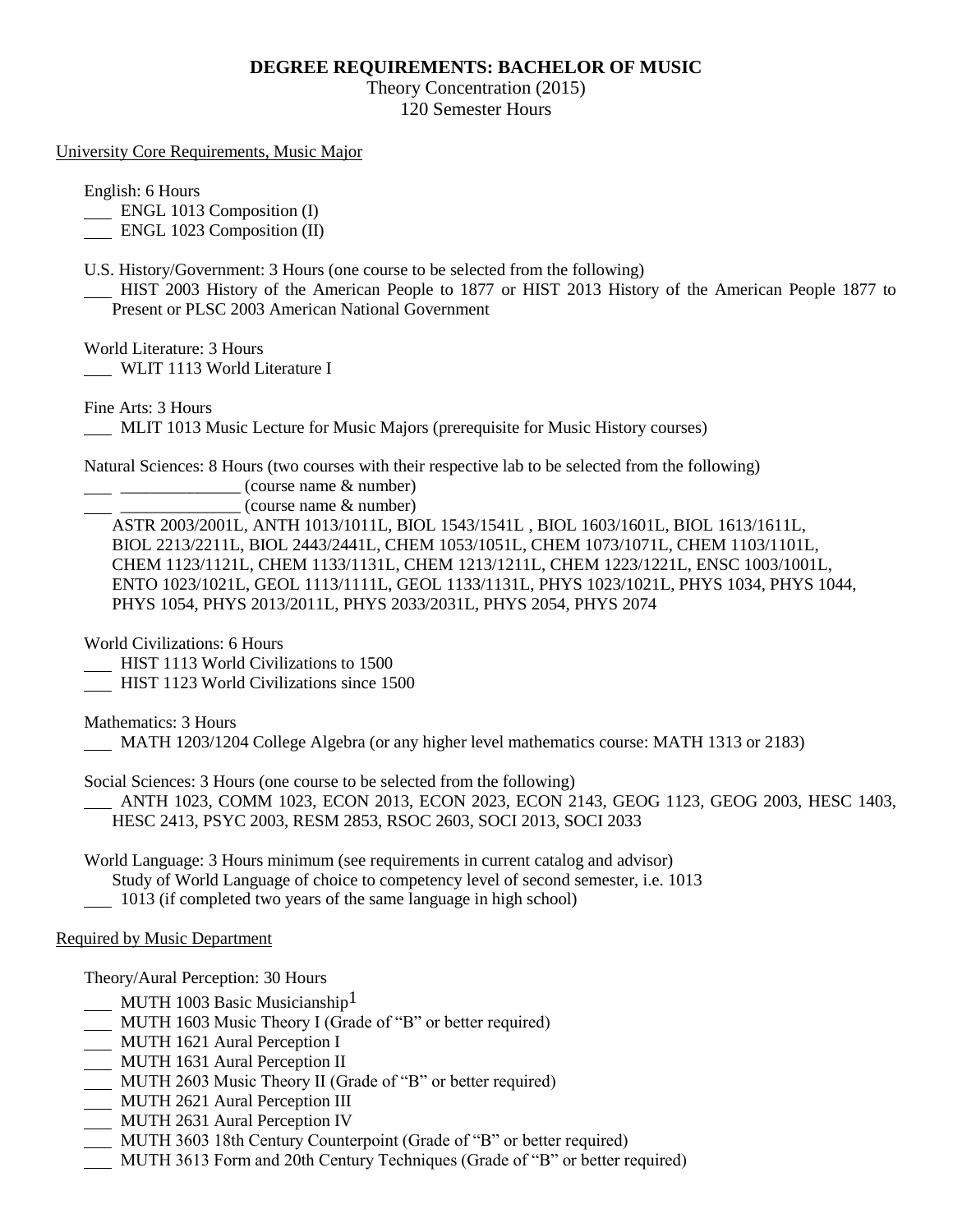**DEGREE REQUIREMENTS: BACHELOR OF MUSIC**

Theory Concentration (2015)

120 Semester Hours

University Core Requirements, Music Major

English: 6 Hours

___ ENGL 1013 Composition (I)

___ ENGL 1023 Composition (II)

U.S. History/Government: 3 Hours (one course to be selected from the following)

___ HIST 2003 History of the American People to 1877 or HIST 2013 History of the American People 1877 to Present or PLSC 2003 American National Government

World Literature: 3 Hours

___ WLIT 1113 World Literature I

Fine Arts: 3 Hours

___ MLIT 1013 Music Lecture for Music Majors (prerequisite for Music History courses)

Natural Sciences: 8 Hours (two courses with their respective lab to be selected from the following)

___ ______________ (course name & number)

___ ______________ (course name & number)

ASTR 2003/2001L, ANTH 1013/1011L, BIOL 1543/1541L , BIOL 1603/1601L, BIOL 1613/1611L, BIOL 2213/2211L, BIOL 2443/2441L, CHEM 1053/1051L, CHEM 1073/1071L, CHEM 1103/1101L, CHEM 1123/1121L, CHEM 1133/1131L, CHEM 1213/1211L, CHEM 1223/1221L, ENSC 1003/1001L, ENTO 1023/1021L, GEOL 1113/1111L, GEOL 1133/1131L, PHYS 1023/1021L, PHYS 1034, PHYS 1044, PHYS 1054, PHYS 2013/2011L, PHYS 2033/2031L, PHYS 2054, PHYS 2074

World Civilizations: 6 Hours

___ HIST 1113 World Civilizations to 1500

___ HIST 1123 World Civilizations since 1500

Mathematics: 3 Hours

___ MATH 1203/1204 College Algebra (or any higher level mathematics course: MATH 1313 or 2183)

Social Sciences: 3 Hours (one course to be selected from the following)

___ ANTH 1023, COMM 1023, ECON 2013, ECON 2023, ECON 2143, GEOG 1123, GEOG 2003, HESC 1403, HESC 2413, PSYC 2003, RESM 2853, RSOC 2603, SOCI 2013, SOCI 2033

World Language: 3 Hours minimum (see requirements in current catalog and advisor)

Study of World Language of choice to competency level of second semester, i.e. 1013

___ 1013 (if completed two years of the same language in high school)

Required by Music Department

Theory/Aural Perception: 30 Hours

___ MUTH 1003 Basic Musicianship[1]

___ MUTH 1603 Music Theory I (Grade of "B" or better required)

___ MUTH 1621 Aural Perception I

___ MUTH 1631 Aural Perception II

___ MUTH 2603 Music Theory II (Grade of "B" or better required)

___ MUTH 2621 Aural Perception III

___ MUTH 2631 Aural Perception IV

___ MUTH 3603 18th Century Counterpoint (Grade of "B" or better required)

___ MUTH 3613 Form and 20th Century Techniques (Grade of "B" or better required)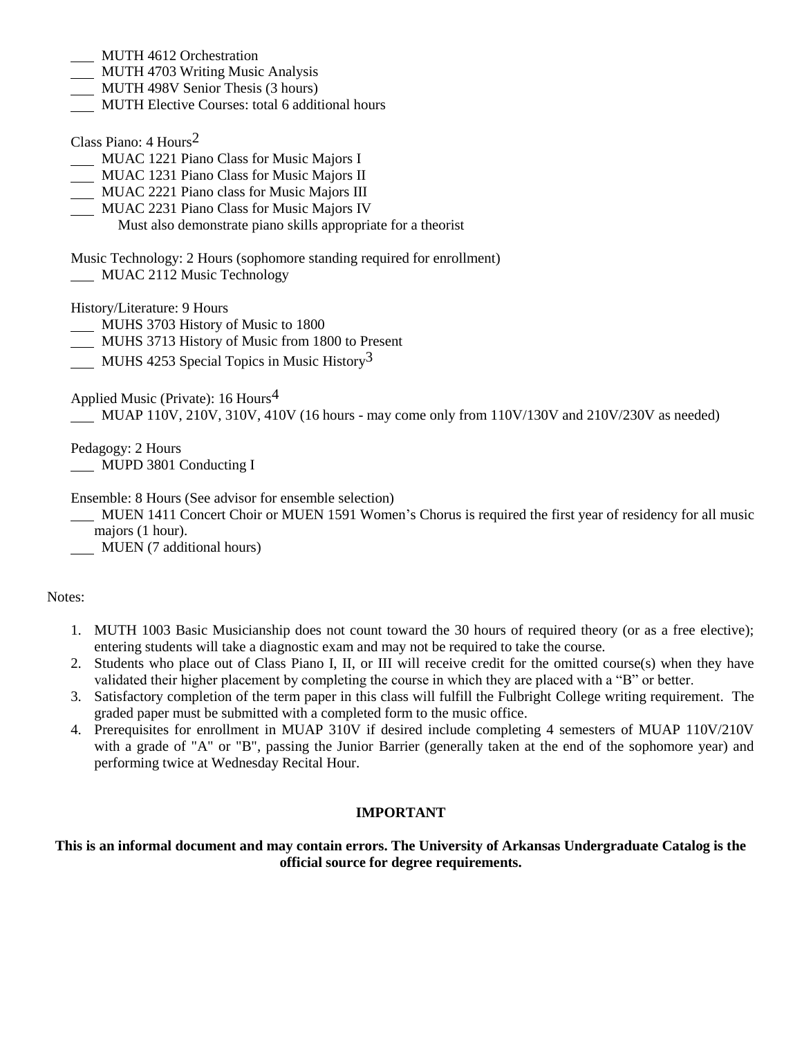___ MUTH 4612 Orchestration
___ MUTH 4703 Writing Music Analysis
___ MUTH 498V Senior Thesis (3 hours)
___ MUTH Elective Courses: total 6 additional hours

Class Piano: 4 Hours[2]
___ MUAC 1221 Piano Class for Music Majors I
___ MUAC 1231 Piano Class for Music Majors II
___ MUAC 2221 Piano class for Music Majors III
___ MUAC 2231 Piano Class for Music Majors IV
Must also demonstrate piano skills appropriate for a theorist

Music Technology: 2 Hours (sophomore standing required for enrollment)
___ MUAC 2112 Music Technology

History/Literature: 9 Hours
___ MUHS 3703 History of Music to 1800
___ MUHS 3713 History of Music from 1800 to Present
___ MUHS 4253 Special Topics in Music History[3]

Applied Music (Private): 16 Hours[4]
___ MUAP 110V, 210V, 310V, 410V (16 hours - may come only from 110V/130V and 210V/230V as needed)

Pedagogy: 2 Hours
___ MUPD 3801 Conducting I

Ensemble: 8 Hours (See advisor for ensemble selection)
___ MUEN 1411 Concert Choir or MUEN 1591 Women's Chorus is required the first year of residency for all music majors (1 hour).
___ MUEN (7 additional hours)

Notes:

1. MUTH 1003 Basic Musicianship does not count toward the 30 hours of required theory (or as a free elective); entering students will take a diagnostic exam and may not be required to take the course.
2. Students who place out of Class Piano I, II, or III will receive credit for the omitted course(s) when they have validated their higher placement by completing the course in which they are placed with a "B" or better.
3. Satisfactory completion of the term paper in this class will fulfill the Fulbright College writing requirement. The graded paper must be submitted with a completed form to the music office.
4. Prerequisites for enrollment in MUAP 310V if desired include completing 4 semesters of MUAP 110V/210V with a grade of "A" or "B", passing the Junior Barrier (generally taken at the end of the sophomore year) and performing twice at Wednesday Recital Hour.

**IMPORTANT**

**This is an informal document and may contain errors. The University of Arkansas Undergraduate Catalog is the official source for degree requirements.**